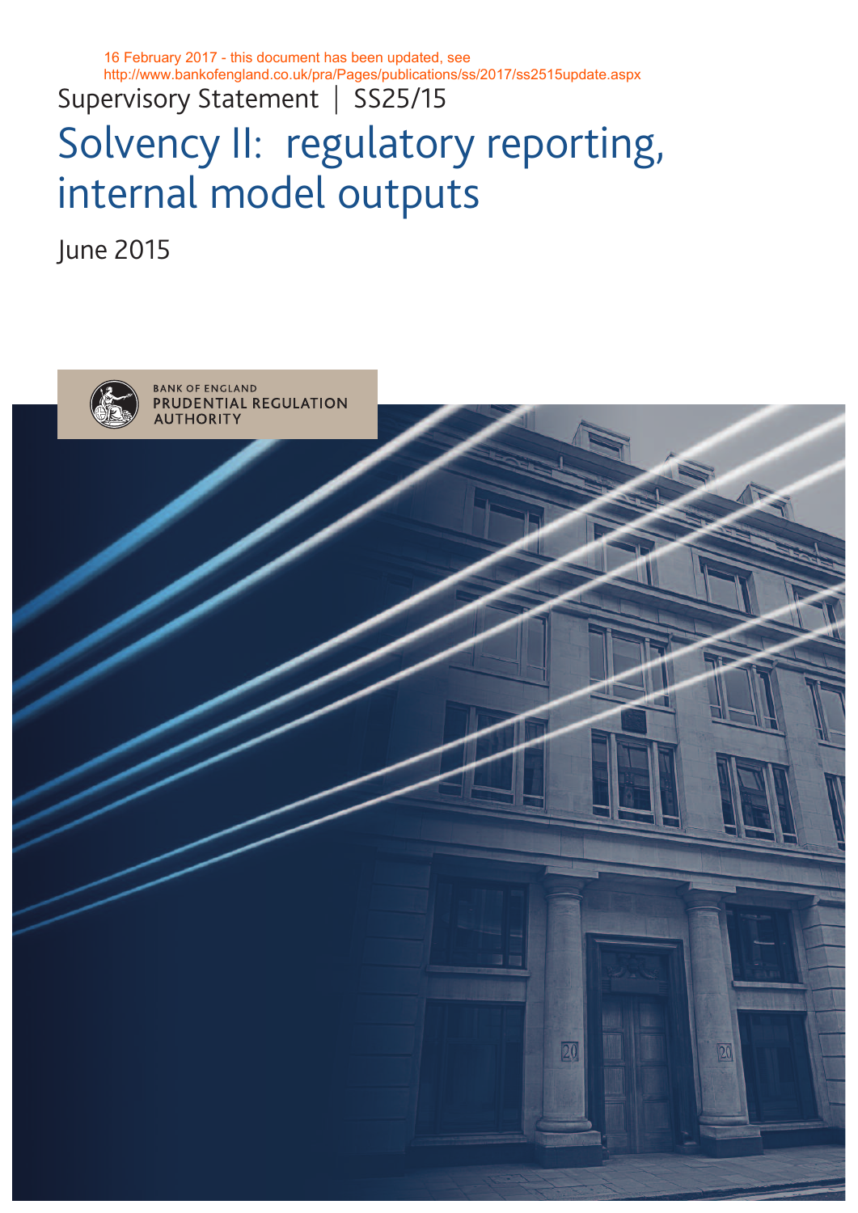16 February 2017 - this document has been updated, see http://www.bankofengland.co.uk/pra/Pages/publications/ss/2017/ss2515update.aspx

Supervisory Statement | SS25/15

# Solvency II: regulatory reporting, internal model outputs

June 2015

BANK OF ENGLAND
PRUDENTIAL REGULATION AUTHORITY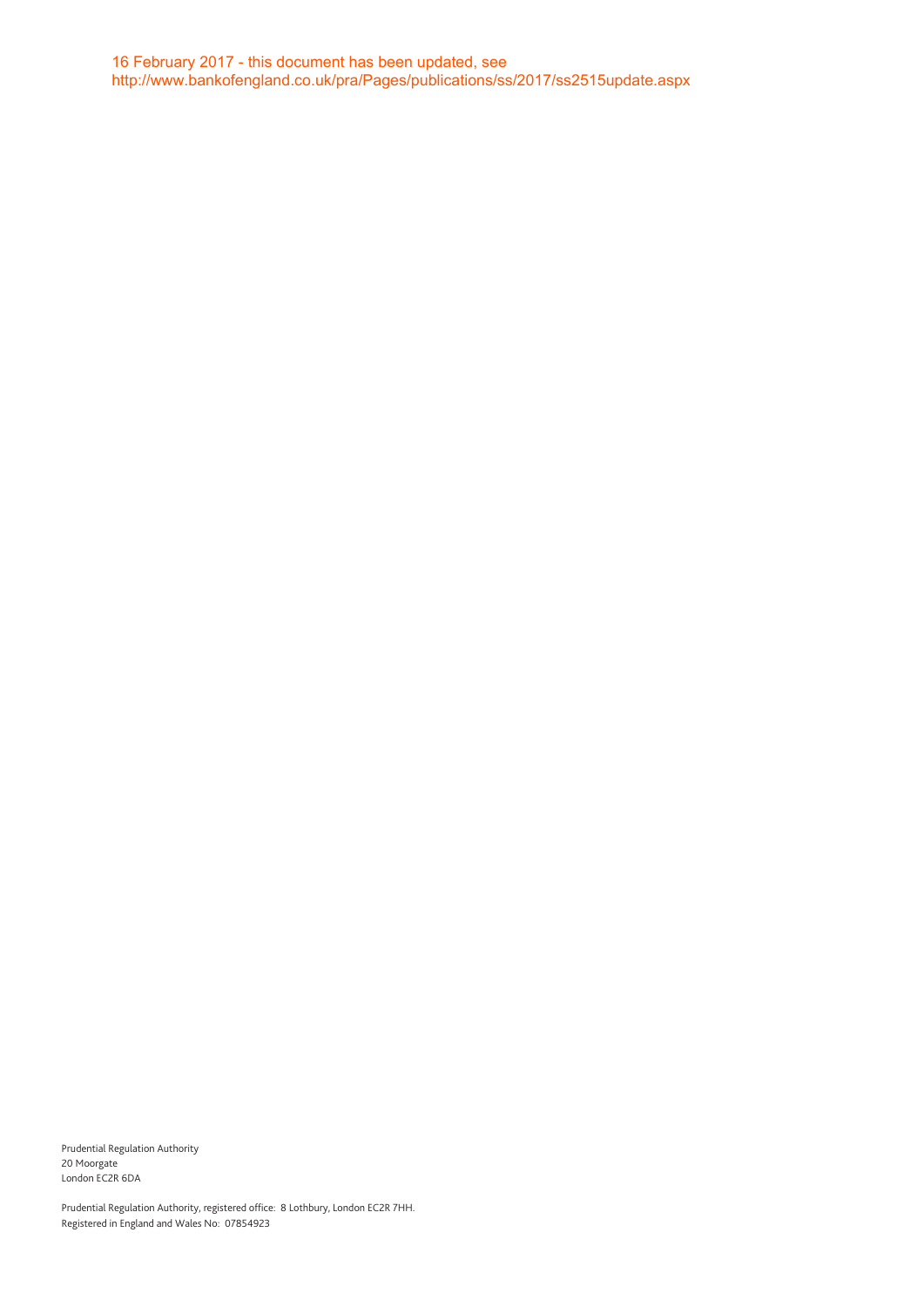16 February 2017 - this document has been updated, see
http://www.bankofengland.co.uk/pra/Pages/publications/ss/2017/ss2515update.aspx

Prudential Regulation Authority
20 Moorgate
London EC2R 6DA

Prudential Regulation Authority, registered office: 8 Lothbury, London EC2R 7HH.
Registered in England and Wales No: 07854923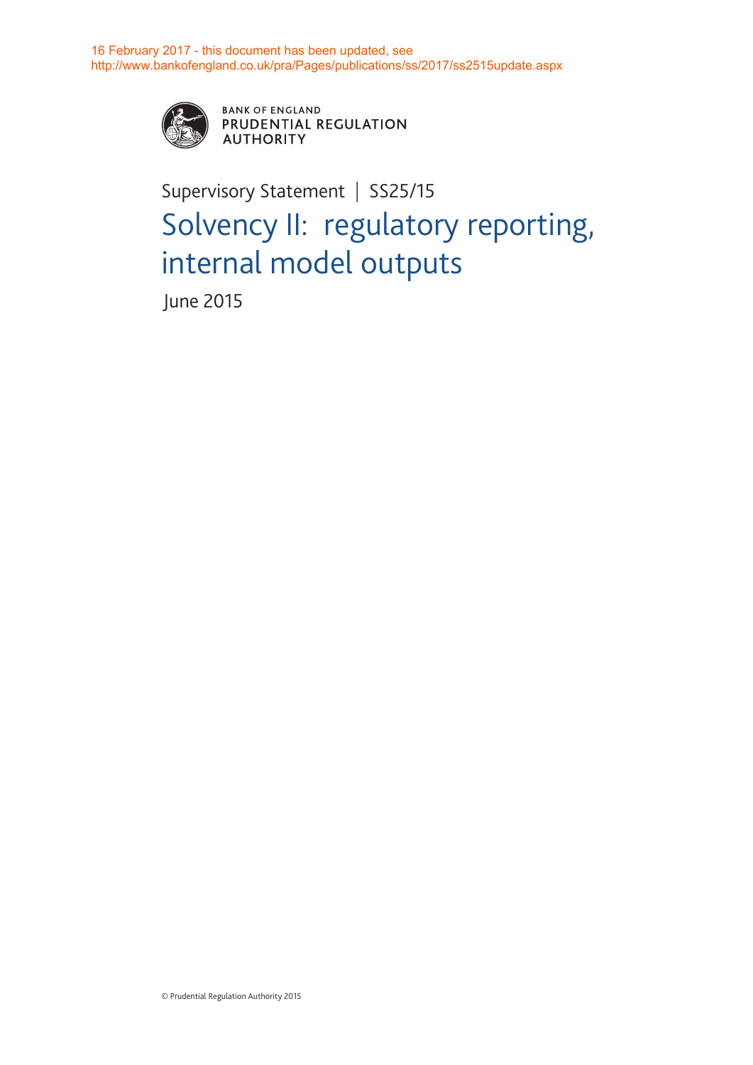16 February 2017 - this document has been updated, see http://www.bankofengland.co.uk/pra/Pages/publications/ss/2017/ss2515update.aspx

BANK OF ENGLAND
PRUDENTIAL REGULATION AUTHORITY

Supervisory Statement | SS25/15

# Solvency II: regulatory reporting, internal model outputs

June 2015

© Prudential Regulation Authority 2015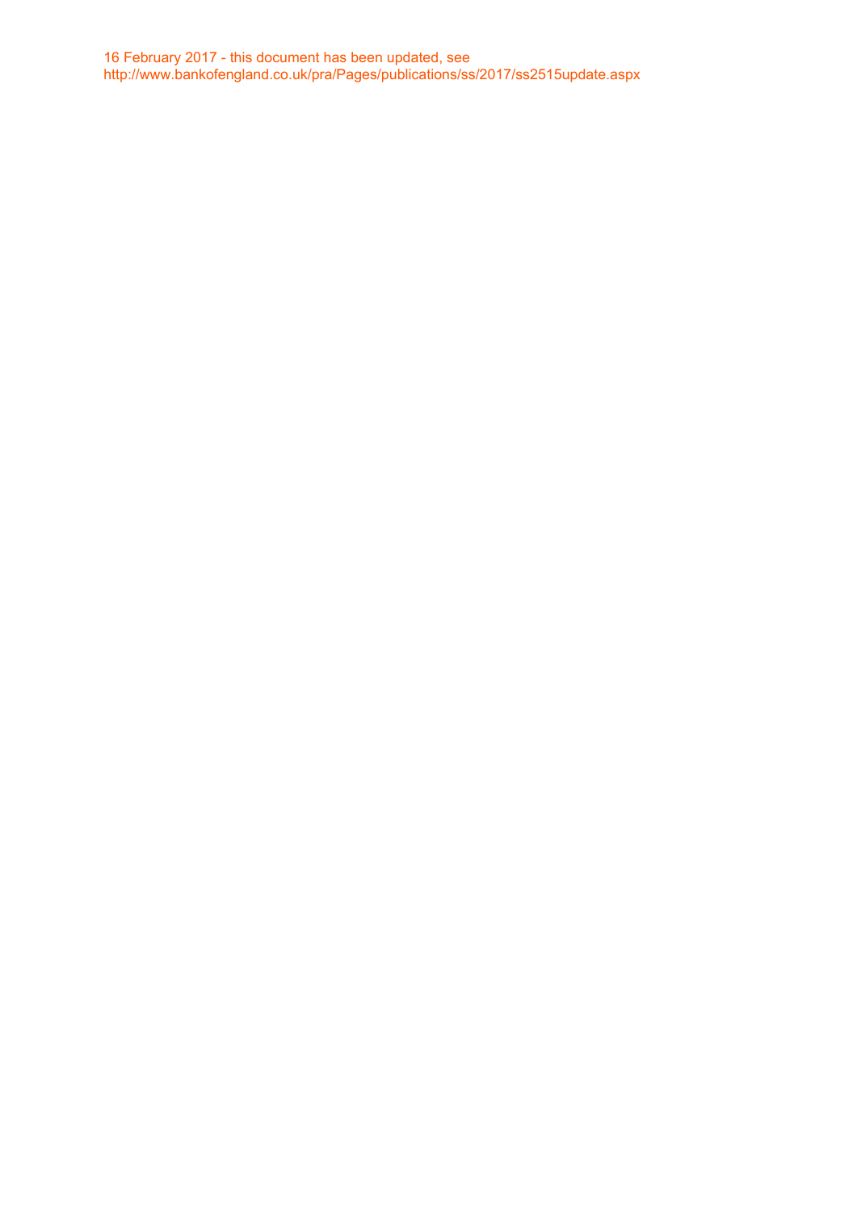16 February 2017 - this document has been updated, see
http://www.bankofengland.co.uk/pra/Pages/publications/ss/2017/ss2515update.aspx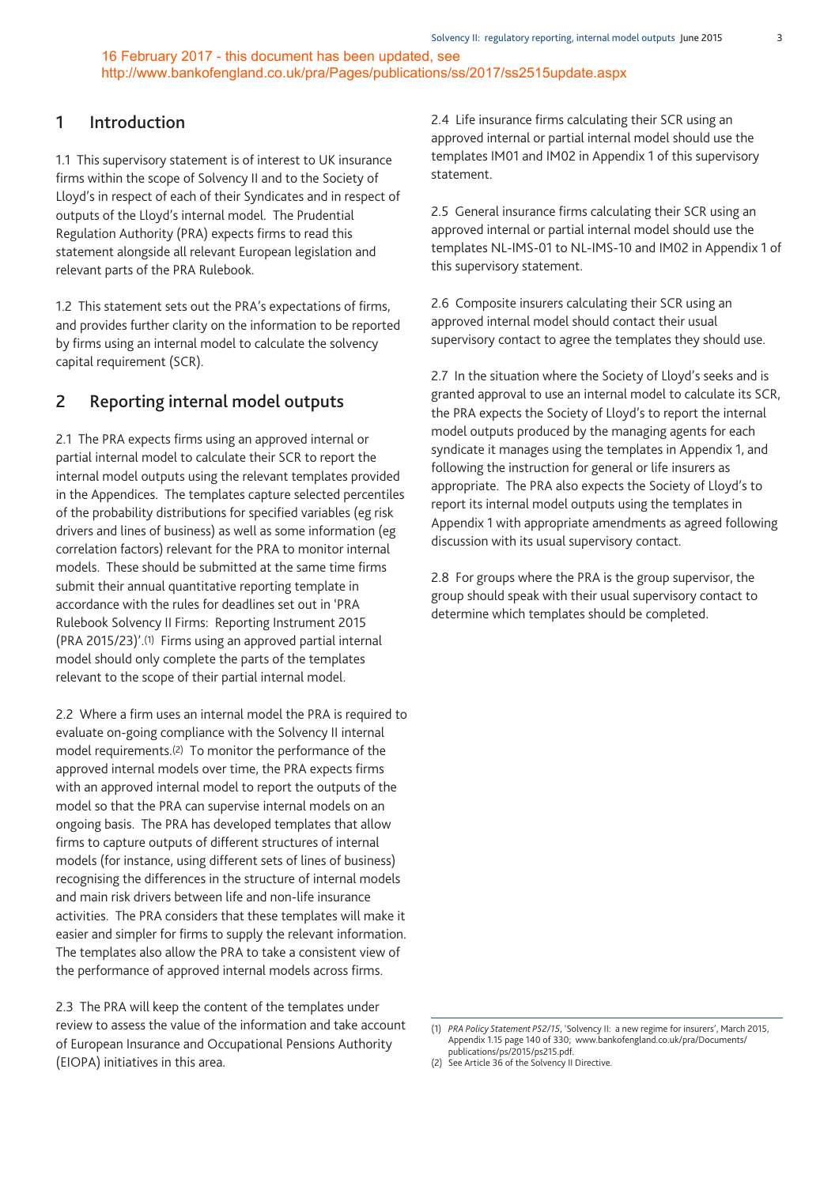16 February 2017 - this document has been updated, see http://www.bankofengland.co.uk/pra/Pages/publications/ss/2017/ss2515update.aspx

## 1 Introduction

1.1 This supervisory statement is of interest to UK insurance firms within the scope of Solvency II and to the Society of Lloyd's in respect of each of their Syndicates and in respect of outputs of the Lloyd's internal model. The Prudential Regulation Authority (PRA) expects firms to read this statement alongside all relevant European legislation and relevant parts of the PRA Rulebook.

1.2 This statement sets out the PRA's expectations of firms, and provides further clarity on the information to be reported by firms using an internal model to calculate the solvency capital requirement (SCR).

## 2 Reporting internal model outputs

2.1 The PRA expects firms using an approved internal or partial internal model to calculate their SCR to report the internal model outputs using the relevant templates provided in the Appendices. The templates capture selected percentiles of the probability distributions for specified variables (eg risk drivers and lines of business) as well as some information (eg correlation factors) relevant for the PRA to monitor internal models. These should be submitted at the same time firms submit their annual quantitative reporting template in accordance with the rules for deadlines set out in 'PRA Rulebook Solvency II Firms: Reporting Instrument 2015 (PRA 2015/23)'.[1] Firms using an approved partial internal model should only complete the parts of the templates relevant to the scope of their partial internal model.

2.2 Where a firm uses an internal model the PRA is required to evaluate on-going compliance with the Solvency II internal model requirements.[2] To monitor the performance of the approved internal models over time, the PRA expects firms with an approved internal model to report the outputs of the model so that the PRA can supervise internal models on an ongoing basis. The PRA has developed templates that allow firms to capture outputs of different structures of internal models (for instance, using different sets of lines of business) recognising the differences in the structure of internal models and main risk drivers between life and non-life insurance activities. The PRA considers that these templates will make it easier and simpler for firms to supply the relevant information. The templates also allow the PRA to take a consistent view of the performance of approved internal models across firms.

2.3 The PRA will keep the content of the templates under review to assess the value of the information and take account of European Insurance and Occupational Pensions Authority (EIOPA) initiatives in this area.

2.4 Life insurance firms calculating their SCR using an approved internal or partial internal model should use the templates IM01 and IM02 in Appendix 1 of this supervisory statement.

2.5 General insurance firms calculating their SCR using an approved internal or partial internal model should use the templates NL-IMS-01 to NL-IMS-10 and IM02 in Appendix 1 of this supervisory statement.

2.6 Composite insurers calculating their SCR using an approved internal model should contact their usual supervisory contact to agree the templates they should use.

2.7 In the situation where the Society of Lloyd's seeks and is granted approval to use an internal model to calculate its SCR, the PRA expects the Society of Lloyd's to report the internal model outputs produced by the managing agents for each syndicate it manages using the templates in Appendix 1, and following the instruction for general or life insurers as appropriate. The PRA also expects the Society of Lloyd's to report its internal model outputs using the templates in Appendix 1 with appropriate amendments as agreed following discussion with its usual supervisory contact.

2.8 For groups where the PRA is the group supervisor, the group should speak with their usual supervisory contact to determine which templates should be completed.

---

(1) *PRA Policy Statement PS2/15*, 'Solvency II: a new regime for insurers', March 2015, Appendix 1.15 page 140 of 330; www.bankofengland.co.uk/pra/Documents/publications/ps/2015/ps215.pdf.

(2) See Article 36 of the Solvency II Directive.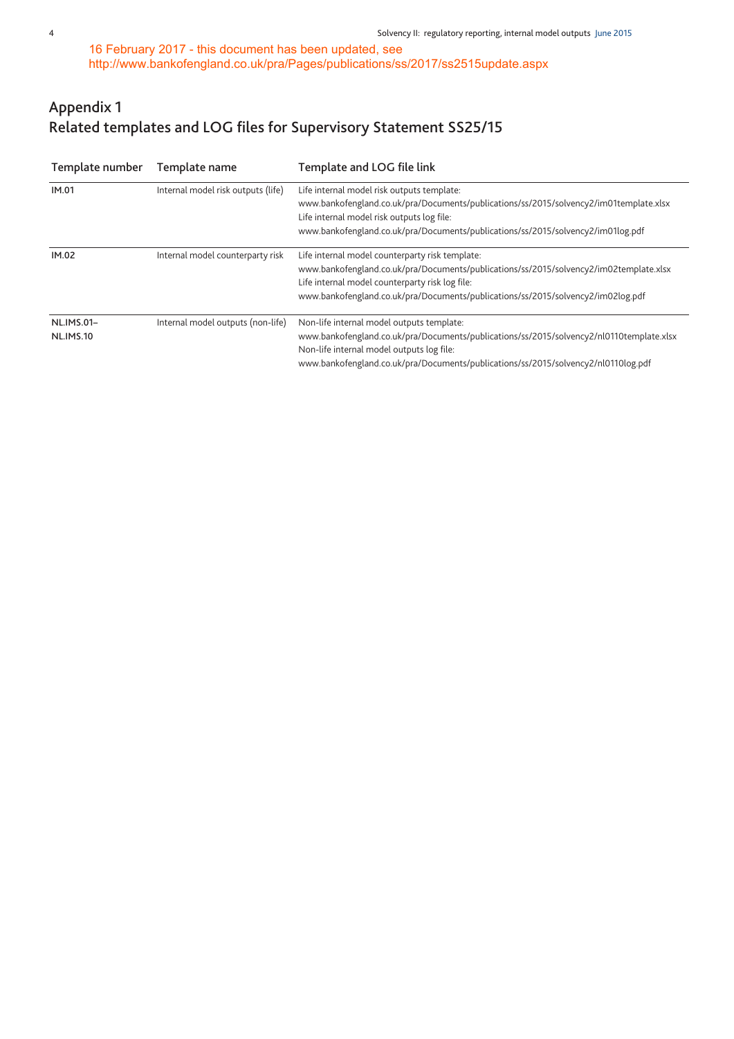16 February 2017 - this document has been updated, see
http://www.bankofengland.co.uk/pra/Pages/publications/ss/2017/ss2515update.aspx

## Appendix 1
## Related templates and LOG files for Supervisory Statement SS25/15

| Template number | Template name | Template and LOG file link |
|---|---|---|
| **IM.01** | Internal model risk outputs (life) | Life internal model risk outputs template: www.bankofengland.co.uk/pra/Documents/publications/ss/2015/solvency2/im01template.xlsx Life internal model risk outputs log file: www.bankofengland.co.uk/pra/Documents/publications/ss/2015/solvency2/im01log.pdf |
| **IM.02** | Internal model counterparty risk | Life internal model counterparty risk template: www.bankofengland.co.uk/pra/Documents/publications/ss/2015/solvency2/im02template.xlsx Life internal model counterparty risk log file: www.bankofengland.co.uk/pra/Documents/publications/ss/2015/solvency2/im02log.pdf |
| **NL.IMS.01– NL.IMS.10** | Internal model outputs (non-life) | Non-life internal model outputs template: www.bankofengland.co.uk/pra/Documents/publications/ss/2015/solvency2/nl0110template.xlsx Non-life internal model outputs log file: www.bankofengland.co.uk/pra/Documents/publications/ss/2015/solvency2/nl0110log.pdf |